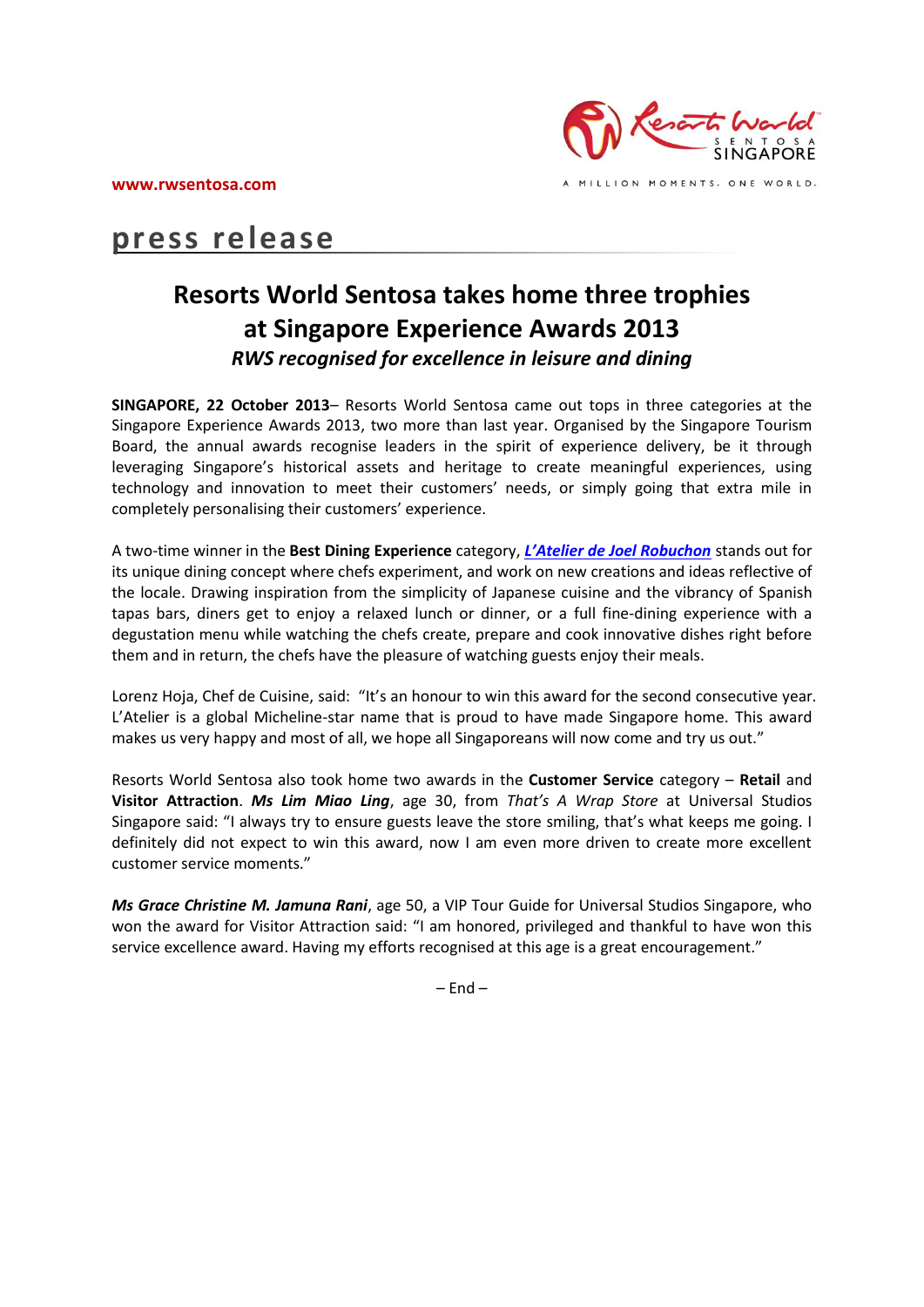www.rwsentosa.com

A MILLION MOMENTS. ONE WORLD.

# press release

## Resorts World Sentosa takes home three trophies at Singapore Experience Awards 2013

***RWS recognised for excellence in leisure and dining***

**SINGAPORE, 22 October 2013**– Resorts World Sentosa came out tops in three categories at the Singapore Experience Awards 2013, two more than last year. Organised by the Singapore Tourism Board, the annual awards recognise leaders in the spirit of experience delivery, be it through leveraging Singapore's historical assets and heritage to create meaningful experiences, using technology and innovation to meet their customers' needs, or simply going that extra mile in completely personalising their customers' experience.

A two-time winner in the **Best Dining Experience** category, ***L'Atelier de Joel Robuchon*** stands out for its unique dining concept where chefs experiment, and work on new creations and ideas reflective of the locale. Drawing inspiration from the simplicity of Japanese cuisine and the vibrancy of Spanish tapas bars, diners get to enjoy a relaxed lunch or dinner, or a full fine-dining experience with a degustation menu while watching the chefs create, prepare and cook innovative dishes right before them and in return, the chefs have the pleasure of watching guests enjoy their meals.

Lorenz Hoja, Chef de Cuisine, said: "It's an honour to win this award for the second consecutive year. L'Atelier is a global Micheline-star name that is proud to have made Singapore home. This award makes us very happy and most of all, we hope all Singaporeans will now come and try us out."

Resorts World Sentosa also took home two awards in the **Customer Service** category – **Retail** and **Visitor Attraction**. ***Ms Lim Miao Ling***, age 30, from *That's A Wrap Store* at Universal Studios Singapore said: "I always try to ensure guests leave the store smiling, that's what keeps me going. I definitely did not expect to win this award, now I am even more driven to create more excellent customer service moments."

***Ms Grace Christine M. Jamuna Rani***, age 50, a VIP Tour Guide for Universal Studios Singapore, who won the award for Visitor Attraction said: "I am honored, privileged and thankful to have won this service excellence award. Having my efforts recognised at this age is a great encouragement."

– End –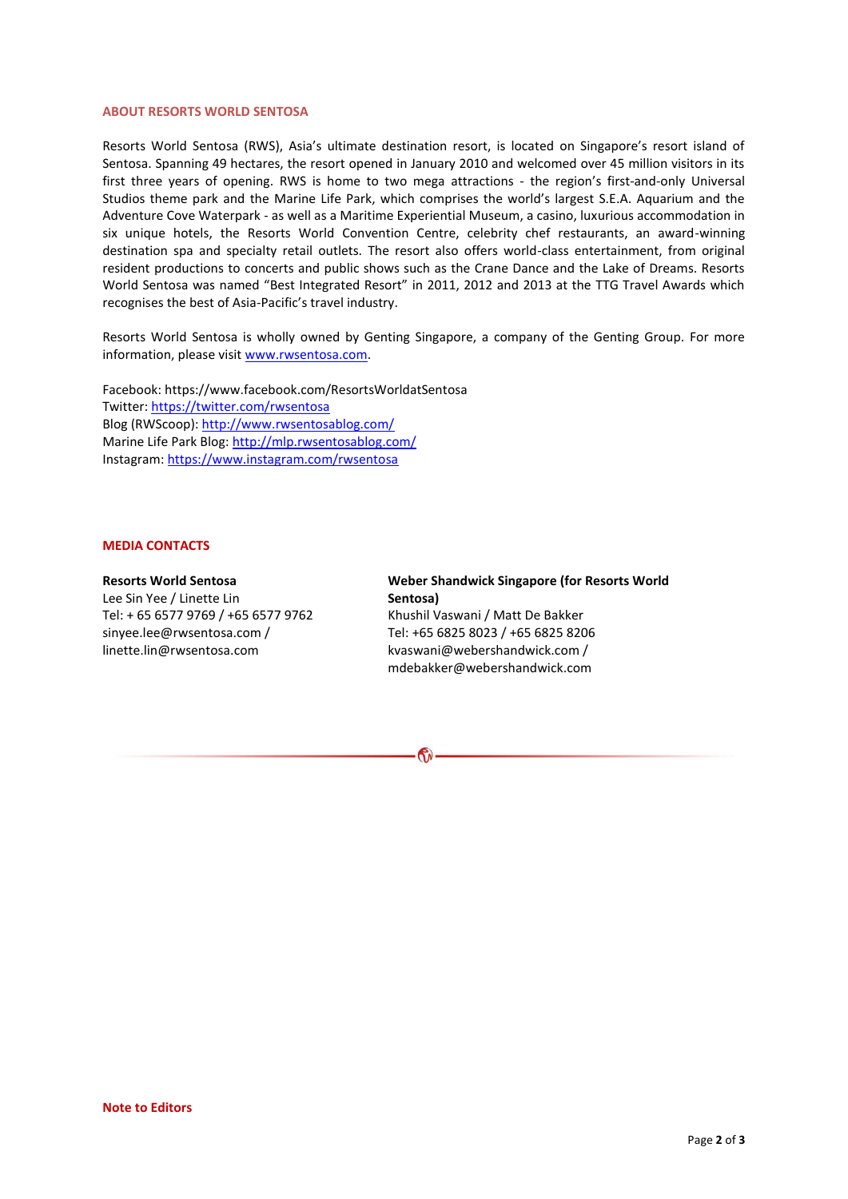## ABOUT RESORTS WORLD SENTOSA

Resorts World Sentosa (RWS), Asia's ultimate destination resort, is located on Singapore's resort island of Sentosa. Spanning 49 hectares, the resort opened in January 2010 and welcomed over 45 million visitors in its first three years of opening. RWS is home to two mega attractions - the region's first-and-only Universal Studios theme park and the Marine Life Park, which comprises the world's largest S.E.A. Aquarium and the Adventure Cove Waterpark - as well as a Maritime Experiential Museum, a casino, luxurious accommodation in six unique hotels, the Resorts World Convention Centre, celebrity chef restaurants, an award-winning destination spa and specialty retail outlets. The resort also offers world-class entertainment, from original resident productions to concerts and public shows such as the Crane Dance and the Lake of Dreams. Resorts World Sentosa was named "Best Integrated Resort" in 2011, 2012 and 2013 at the TTG Travel Awards which recognises the best of Asia-Pacific's travel industry.

Resorts World Sentosa is wholly owned by Genting Singapore, a company of the Genting Group. For more information, please visit www.rwsentosa.com.

Facebook: https://www.facebook.com/ResortsWorldatSentosa
Twitter: https://twitter.com/rwsentosa
Blog (RWScoop): http://www.rwsentosablog.com/
Marine Life Park Blog: http://mlp.rwsentosablog.com/
Instagram: https://www.instagram.com/rwsentosa

## MEDIA CONTACTS

**Resorts World Sentosa**
Lee Sin Yee / Linette Lin
Tel: + 65 6577 9769 / +65 6577 9762
sinyee.lee@rwsentosa.com /
linette.lin@rwsentosa.com

**Weber Shandwick Singapore (for Resorts World Sentosa)**
Khushil Vaswani / Matt De Bakker
Tel: +65 6825 8023 / +65 6825 8206
kvaswani@webershandwick.com /
mdebakker@webershandwick.com

**Note to Editors**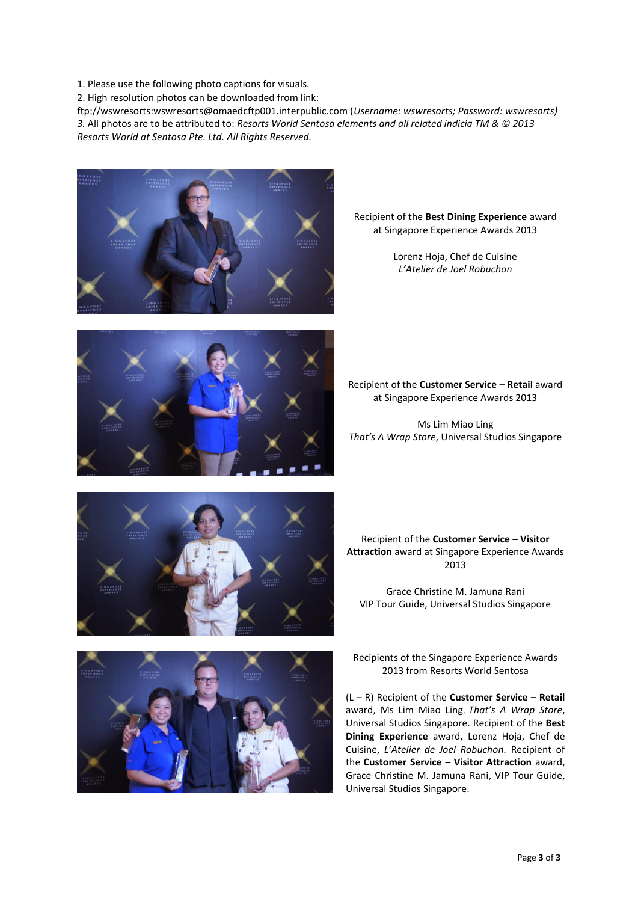1. Please use the following photo captions for visuals.
2. High resolution photos can be downloaded from link:
ftp://wswresorts:wswresorts@omaedcftp001.interpublic.com (*Username: wswresorts; Password: wswresorts)*
*3.* All photos are to be attributed to: *Resorts World Sentosa elements and all related indicia TM & © 2013 Resorts World at Sentosa Pte. Ltd. All Rights Reserved.*

Recipient of the **Best Dining Experience** award at Singapore Experience Awards 2013

Lorenz Hoja, Chef de Cuisine
*L'Atelier de Joel Robuchon*

Recipient of the **Customer Service – Retail** award at Singapore Experience Awards 2013

Ms Lim Miao Ling
*That's A Wrap Store*, Universal Studios Singapore

Recipient of the **Customer Service – Visitor Attraction** award at Singapore Experience Awards 2013

Grace Christine M. Jamuna Rani
VIP Tour Guide, Universal Studios Singapore

Recipients of the Singapore Experience Awards 2013 from Resorts World Sentosa

(L – R) Recipient of the **Customer Service – Retail** award, Ms Lim Miao Ling, *That's A Wrap Store*, Universal Studios Singapore. Recipient of the **Best Dining Experience** award, Lorenz Hoja, Chef de Cuisine, *L'Atelier de Joel Robuchon.* Recipient of the **Customer Service – Visitor Attraction** award, Grace Christine M. Jamuna Rani, VIP Tour Guide, Universal Studios Singapore.